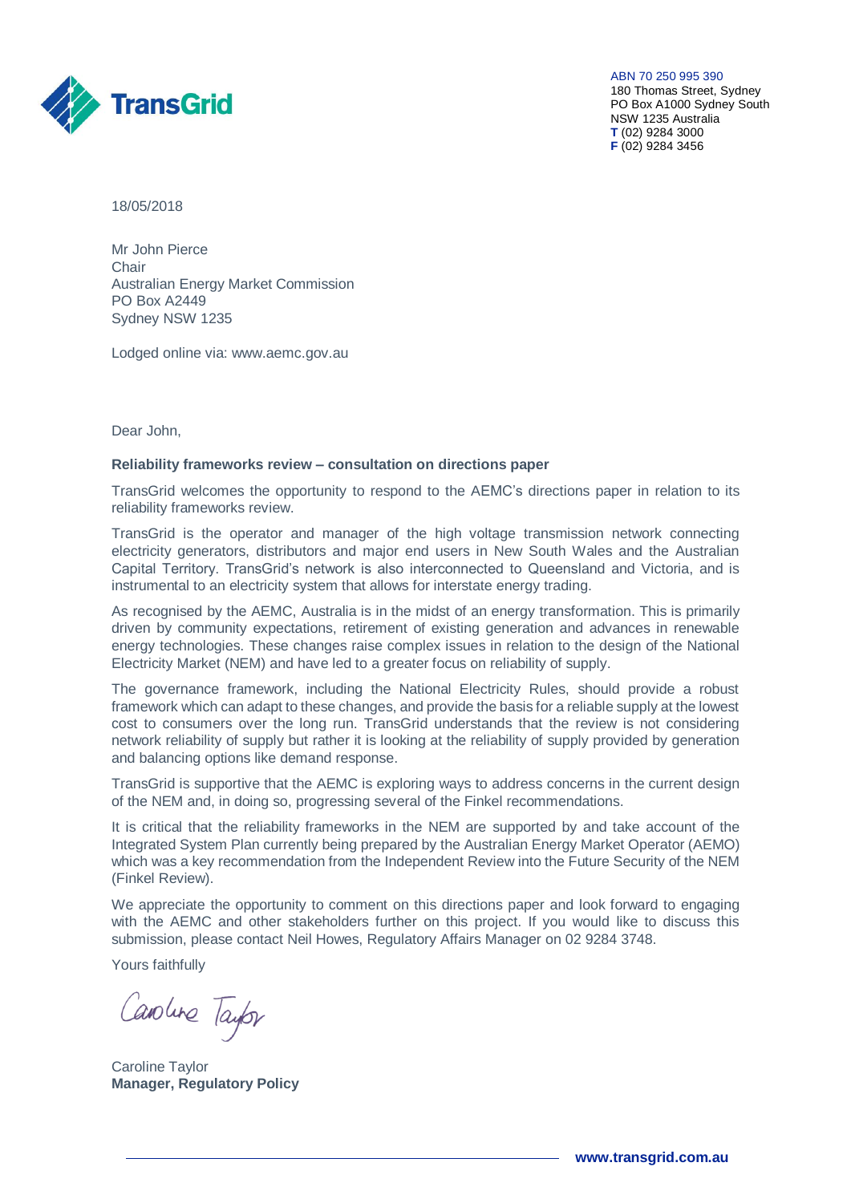TransGrid

ABN 70 250 995 390
180 Thomas Street, Sydney
PO Box A1000 Sydney South
NSW 1235 Australia
**T** (02) 9284 3000
**F** (02) 9284 3456

18/05/2018

Mr John Pierce
Chair
Australian Energy Market Commission
PO Box A2449
Sydney NSW 1235

Lodged online via: www.aemc.gov.au

Dear John,

**Reliability frameworks review – consultation on directions paper**

TransGrid welcomes the opportunity to respond to the AEMC's directions paper in relation to its reliability frameworks review.

TransGrid is the operator and manager of the high voltage transmission network connecting electricity generators, distributors and major end users in New South Wales and the Australian Capital Territory. TransGrid's network is also interconnected to Queensland and Victoria, and is instrumental to an electricity system that allows for interstate energy trading.

As recognised by the AEMC, Australia is in the midst of an energy transformation. This is primarily driven by community expectations, retirement of existing generation and advances in renewable energy technologies. These changes raise complex issues in relation to the design of the National Electricity Market (NEM) and have led to a greater focus on reliability of supply.

The governance framework, including the National Electricity Rules, should provide a robust framework which can adapt to these changes, and provide the basis for a reliable supply at the lowest cost to consumers over the long run. TransGrid understands that the review is not considering network reliability of supply but rather it is looking at the reliability of supply provided by generation and balancing options like demand response.

TransGrid is supportive that the AEMC is exploring ways to address concerns in the current design of the NEM and, in doing so, progressing several of the Finkel recommendations.

It is critical that the reliability frameworks in the NEM are supported by and take account of the Integrated System Plan currently being prepared by the Australian Energy Market Operator (AEMO) which was a key recommendation from the Independent Review into the Future Security of the NEM (Finkel Review).

We appreciate the opportunity to comment on this directions paper and look forward to engaging with the AEMC and other stakeholders further on this project. If you would like to discuss this submission, please contact Neil Howes, Regulatory Affairs Manager on 02 9284 3748.

Yours faithfully

Caroline Taylor

Caroline Taylor
**Manager, Regulatory Policy**

**www.transgrid.com.au**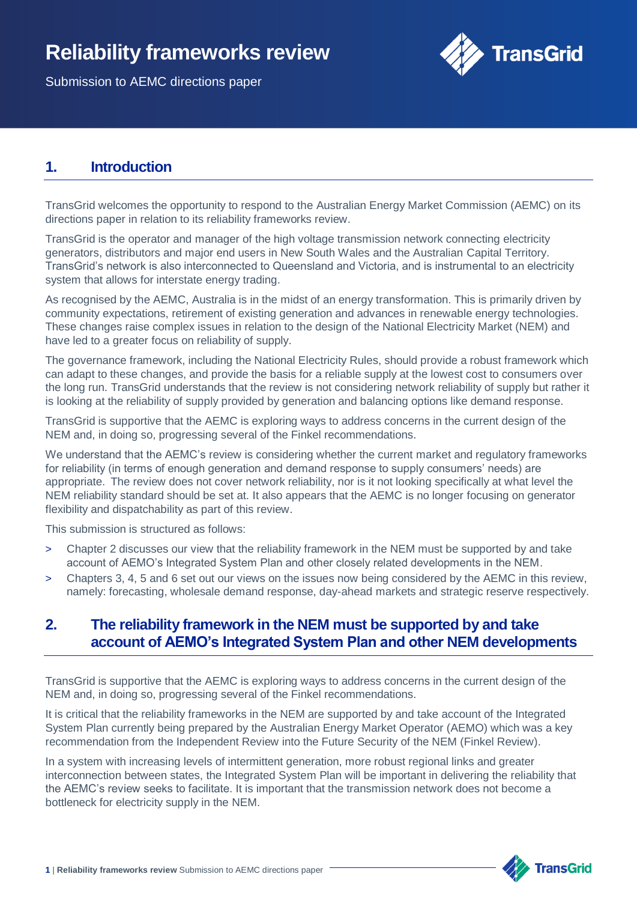# Reliability frameworks review

Submission to AEMC directions paper

## 1. Introduction

TransGrid welcomes the opportunity to respond to the Australian Energy Market Commission (AEMC) on its directions paper in relation to its reliability frameworks review.

TransGrid is the operator and manager of the high voltage transmission network connecting electricity generators, distributors and major end users in New South Wales and the Australian Capital Territory. TransGrid's network is also interconnected to Queensland and Victoria, and is instrumental to an electricity system that allows for interstate energy trading.

As recognised by the AEMC, Australia is in the midst of an energy transformation. This is primarily driven by community expectations, retirement of existing generation and advances in renewable energy technologies. These changes raise complex issues in relation to the design of the National Electricity Market (NEM) and have led to a greater focus on reliability of supply.

The governance framework, including the National Electricity Rules, should provide a robust framework which can adapt to these changes, and provide the basis for a reliable supply at the lowest cost to consumers over the long run. TransGrid understands that the review is not considering network reliability of supply but rather it is looking at the reliability of supply provided by generation and balancing options like demand response.

TransGrid is supportive that the AEMC is exploring ways to address concerns in the current design of the NEM and, in doing so, progressing several of the Finkel recommendations.

We understand that the AEMC's review is considering whether the current market and regulatory frameworks for reliability (in terms of enough generation and demand response to supply consumers' needs) are appropriate. The review does not cover network reliability, nor is it not looking specifically at what level the NEM reliability standard should be set at. It also appears that the AEMC is no longer focusing on generator flexibility and dispatchability as part of this review.

This submission is structured as follows:

> Chapter 2 discusses our view that the reliability framework in the NEM must be supported by and take account of AEMO's Integrated System Plan and other closely related developments in the NEM.

> Chapters 3, 4, 5 and 6 set out our views on the issues now being considered by the AEMC in this review, namely: forecasting, wholesale demand response, day-ahead markets and strategic reserve respectively.

## 2. The reliability framework in the NEM must be supported by and take account of AEMO's Integrated System Plan and other NEM developments

TransGrid is supportive that the AEMC is exploring ways to address concerns in the current design of the NEM and, in doing so, progressing several of the Finkel recommendations.

It is critical that the reliability frameworks in the NEM are supported by and take account of the Integrated System Plan currently being prepared by the Australian Energy Market Operator (AEMO) which was a key recommendation from the Independent Review into the Future Security of the NEM (Finkel Review).

In a system with increasing levels of intermittent generation, more robust regional links and greater interconnection between states, the Integrated System Plan will be important in delivering the reliability that the AEMC's review seeks to facilitate. It is important that the transmission network does not become a bottleneck for electricity supply in the NEM.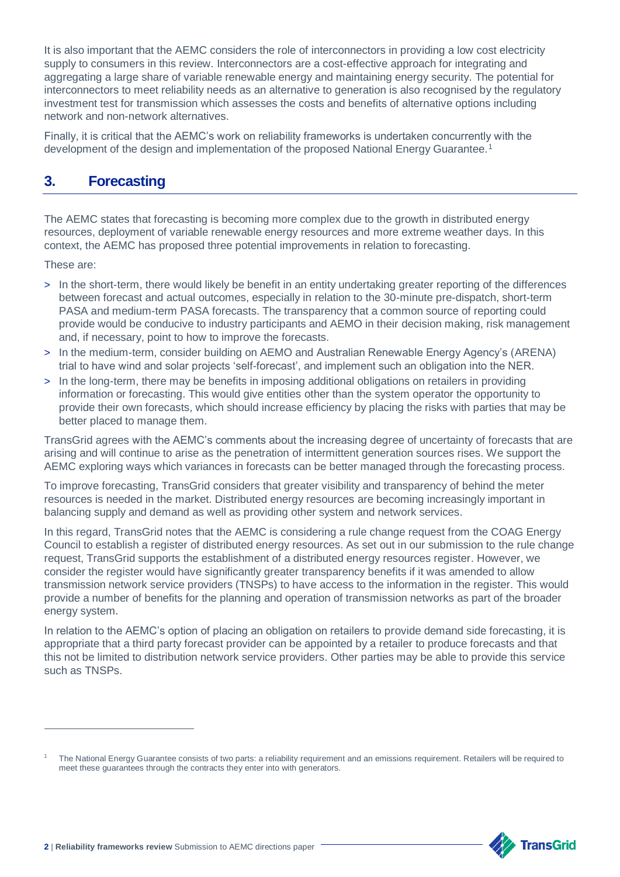It is also important that the AEMC considers the role of interconnectors in providing a low cost electricity supply to consumers in this review. Interconnectors are a cost-effective approach for integrating and aggregating a large share of variable renewable energy and maintaining energy security. The potential for interconnectors to meet reliability needs as an alternative to generation is also recognised by the regulatory investment test for transmission which assesses the costs and benefits of alternative options including network and non-network alternatives.

Finally, it is critical that the AEMC's work on reliability frameworks is undertaken concurrently with the development of the design and implementation of the proposed National Energy Guarantee.[1]

## 3. Forecasting

The AEMC states that forecasting is becoming more complex due to the growth in distributed energy resources, deployment of variable renewable energy resources and more extreme weather days. In this context, the AEMC has proposed three potential improvements in relation to forecasting.

These are:

> In the short-term, there would likely be benefit in an entity undertaking greater reporting of the differences between forecast and actual outcomes, especially in relation to the 30-minute pre-dispatch, short-term PASA and medium-term PASA forecasts. The transparency that a common source of reporting could provide would be conducive to industry participants and AEMO in their decision making, risk management and, if necessary, point to how to improve the forecasts.

> In the medium-term, consider building on AEMO and Australian Renewable Energy Agency's (ARENA) trial to have wind and solar projects 'self-forecast', and implement such an obligation into the NER.

> In the long-term, there may be benefits in imposing additional obligations on retailers in providing information or forecasting. This would give entities other than the system operator the opportunity to provide their own forecasts, which should increase efficiency by placing the risks with parties that may be better placed to manage them.

TransGrid agrees with the AEMC's comments about the increasing degree of uncertainty of forecasts that are arising and will continue to arise as the penetration of intermittent generation sources rises. We support the AEMC exploring ways which variances in forecasts can be better managed through the forecasting process.

To improve forecasting, TransGrid considers that greater visibility and transparency of behind the meter resources is needed in the market. Distributed energy resources are becoming increasingly important in balancing supply and demand as well as providing other system and network services.

In this regard, TransGrid notes that the AEMC is considering a rule change request from the COAG Energy Council to establish a register of distributed energy resources. As set out in our submission to the rule change request, TransGrid supports the establishment of a distributed energy resources register. However, we consider the register would have significantly greater transparency benefits if it was amended to allow transmission network service providers (TNSPs) to have access to the information in the register. This would provide a number of benefits for the planning and operation of transmission networks as part of the broader energy system.

In relation to the AEMC's option of placing an obligation on retailers to provide demand side forecasting, it is appropriate that a third party forecast provider can be appointed by a retailer to produce forecasts and that this not be limited to distribution network service providers. Other parties may be able to provide this service such as TNSPs.

---

[1] The National Energy Guarantee consists of two parts: a reliability requirement and an emissions requirement. Retailers will be required to meet these guarantees through the contracts they enter into with generators.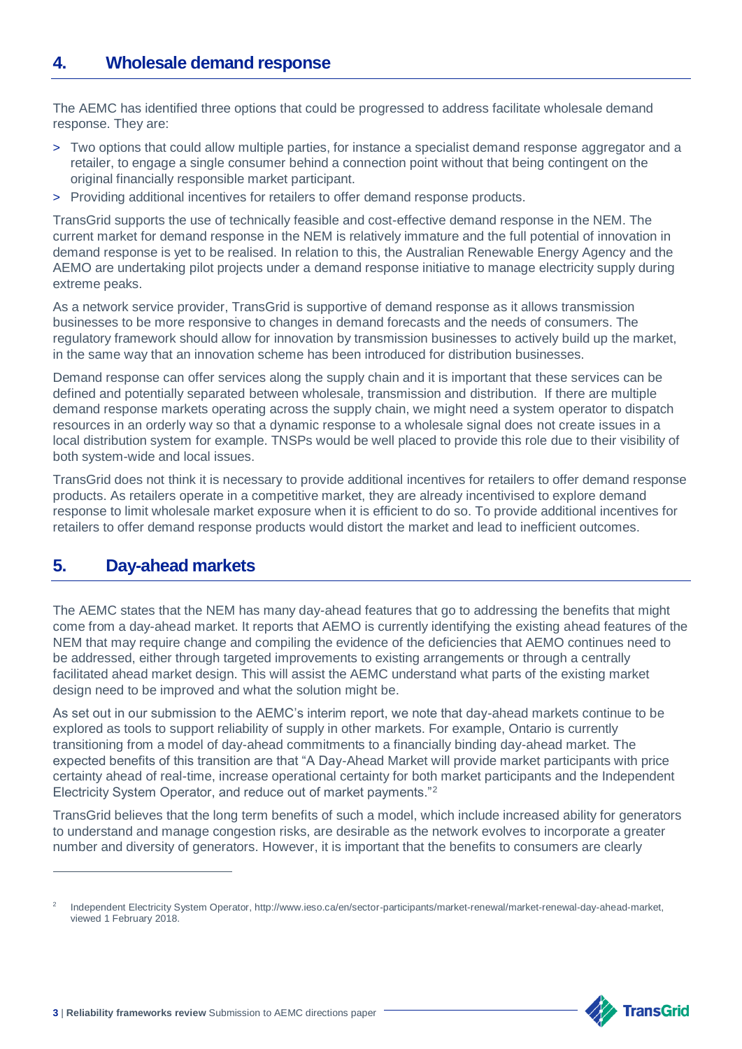## 4. Wholesale demand response

The AEMC has identified three options that could be progressed to address facilitate wholesale demand response. They are:

- Two options that could allow multiple parties, for instance a specialist demand response aggregator and a retailer, to engage a single consumer behind a connection point without that being contingent on the original financially responsible market participant.
- Providing additional incentives for retailers to offer demand response products.

TransGrid supports the use of technically feasible and cost-effective demand response in the NEM. The current market for demand response in the NEM is relatively immature and the full potential of innovation in demand response is yet to be realised. In relation to this, the Australian Renewable Energy Agency and the AEMO are undertaking pilot projects under a demand response initiative to manage electricity supply during extreme peaks.

As a network service provider, TransGrid is supportive of demand response as it allows transmission businesses to be more responsive to changes in demand forecasts and the needs of consumers. The regulatory framework should allow for innovation by transmission businesses to actively build up the market, in the same way that an innovation scheme has been introduced for distribution businesses.

Demand response can offer services along the supply chain and it is important that these services can be defined and potentially separated between wholesale, transmission and distribution. If there are multiple demand response markets operating across the supply chain, we might need a system operator to dispatch resources in an orderly way so that a dynamic response to a wholesale signal does not create issues in a local distribution system for example. TNSPs would be well placed to provide this role due to their visibility of both system-wide and local issues.

TransGrid does not think it is necessary to provide additional incentives for retailers to offer demand response products. As retailers operate in a competitive market, they are already incentivised to explore demand response to limit wholesale market exposure when it is efficient to do so. To provide additional incentives for retailers to offer demand response products would distort the market and lead to inefficient outcomes.

## 5. Day-ahead markets

The AEMC states that the NEM has many day-ahead features that go to addressing the benefits that might come from a day-ahead market. It reports that AEMO is currently identifying the existing ahead features of the NEM that may require change and compiling the evidence of the deficiencies that AEMO continues need to be addressed, either through targeted improvements to existing arrangements or through a centrally facilitated ahead market design. This will assist the AEMC understand what parts of the existing market design need to be improved and what the solution might be.

As set out in our submission to the AEMC's interim report, we note that day-ahead markets continue to be explored as tools to support reliability of supply in other markets. For example, Ontario is currently transitioning from a model of day-ahead commitments to a financially binding day-ahead market. The expected benefits of this transition are that "A Day-Ahead Market will provide market participants with price certainty ahead of real-time, increase operational certainty for both market participants and the Independent Electricity System Operator, and reduce out of market payments."[2]

TransGrid believes that the long term benefits of such a model, which include increased ability for generators to understand and manage congestion risks, are desirable as the network evolves to incorporate a greater number and diversity of generators. However, it is important that the benefits to consumers are clearly

[2] Independent Electricity System Operator, http://www.ieso.ca/en/sector-participants/market-renewal/market-renewal-day-ahead-market, viewed 1 February 2018.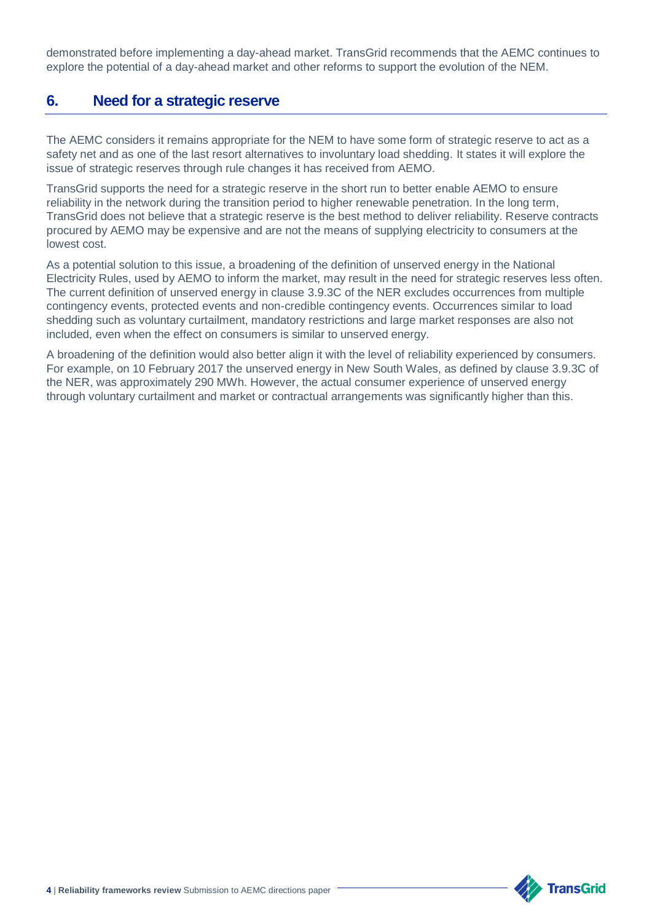demonstrated before implementing a day-ahead market. TransGrid recommends that the AEMC continues to explore the potential of a day-ahead market and other reforms to support the evolution of the NEM.

## 6. Need for a strategic reserve

The AEMC considers it remains appropriate for the NEM to have some form of strategic reserve to act as a safety net and as one of the last resort alternatives to involuntary load shedding. It states it will explore the issue of strategic reserves through rule changes it has received from AEMO.

TransGrid supports the need for a strategic reserve in the short run to better enable AEMO to ensure reliability in the network during the transition period to higher renewable penetration. In the long term, TransGrid does not believe that a strategic reserve is the best method to deliver reliability. Reserve contracts procured by AEMO may be expensive and are not the means of supplying electricity to consumers at the lowest cost.

As a potential solution to this issue, a broadening of the definition of unserved energy in the National Electricity Rules, used by AEMO to inform the market, may result in the need for strategic reserves less often. The current definition of unserved energy in clause 3.9.3C of the NER excludes occurrences from multiple contingency events, protected events and non-credible contingency events. Occurrences similar to load shedding such as voluntary curtailment, mandatory restrictions and large market responses are also not included, even when the effect on consumers is similar to unserved energy.

A broadening of the definition would also better align it with the level of reliability experienced by consumers. For example, on 10 February 2017 the unserved energy in New South Wales, as defined by clause 3.9.3C of the NER, was approximately 290 MWh. However, the actual consumer experience of unserved energy through voluntary curtailment and market or contractual arrangements was significantly higher than this.